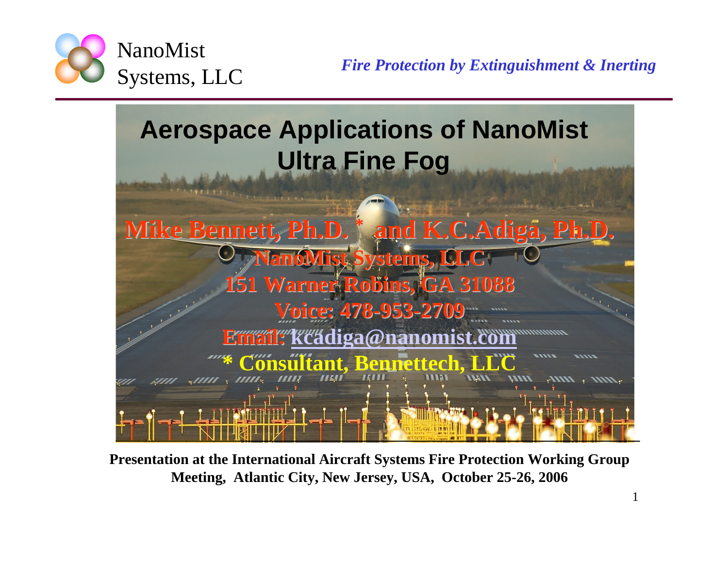NanoMist Systems, LLC

*Fire Protection by Extinguishment & Inerting*

# Aerospace Applications of NanoMist Ultra Fine Fog

**Mike Bennett, Ph.D. * and K.C.Adiga, Ph.D.**

**NanoMist Systems, LLC**

**151 Warner Robins, GA 31088**

**Voice: 478-953-2709**

**Email: kcadiga@nanomist.com**

*** Consultant, Bennettech, LLC**

**Presentation at the International Aircraft Systems Fire Protection Working Group Meeting, Atlantic City, New Jersey, USA, October 25-26, 2006**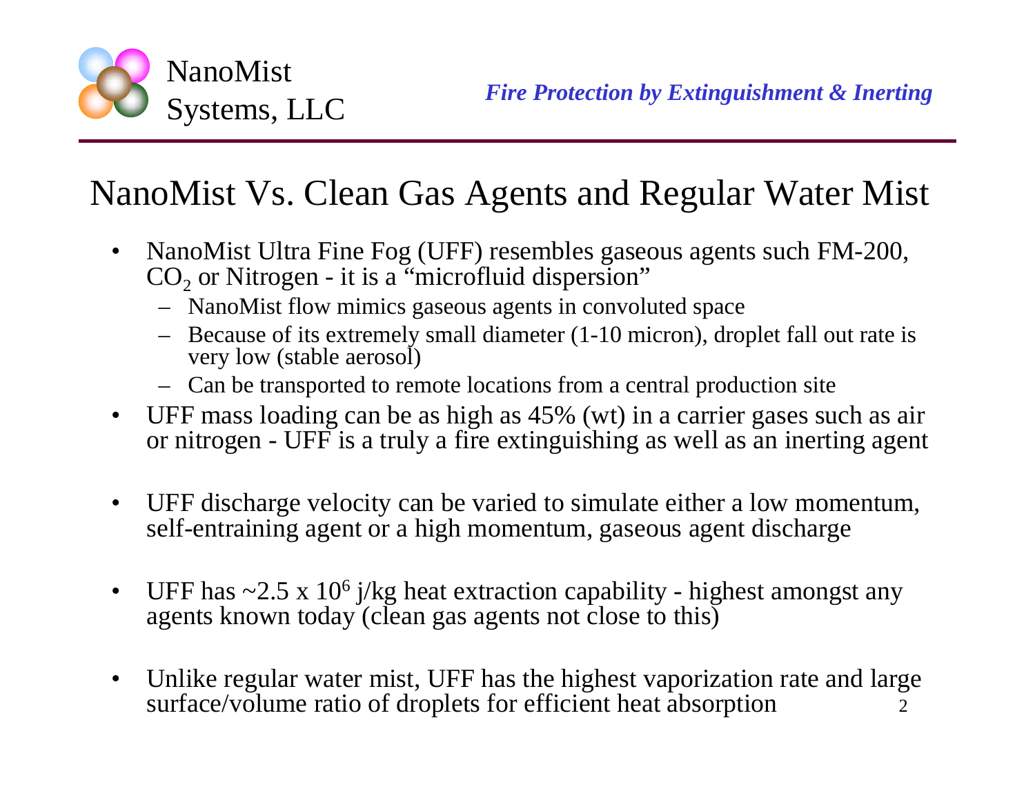# NanoMist Vs. Clean Gas Agents and Regular Water Mist

- NanoMist Ultra Fine Fog (UFF) resembles gaseous agents such FM-200, $CO_2$ or Nitrogen - it is a "microfluid dispersion"
  - NanoMist flow mimics gaseous agents in convoluted space
  - Because of its extremely small diameter (1-10 micron), droplet fall out rate is very low (stable aerosol)
  - Can be transported to remote locations from a central production site
- UFF mass loading can be as high as 45% (wt) in a carrier gases such as air or nitrogen - UFF is a truly a fire extinguishing as well as an inerting agent
- UFF discharge velocity can be varied to simulate either a low momentum, self-entraining agent or a high momentum, gaseous agent discharge
- UFF has ~$2.5 \times 10^6$ j/kg heat extraction capability - highest amongst any agents known today (clean gas agents not close to this)
- Unlike regular water mist, UFF has the highest vaporization rate and large surface/volume ratio of droplets for efficient heat absorption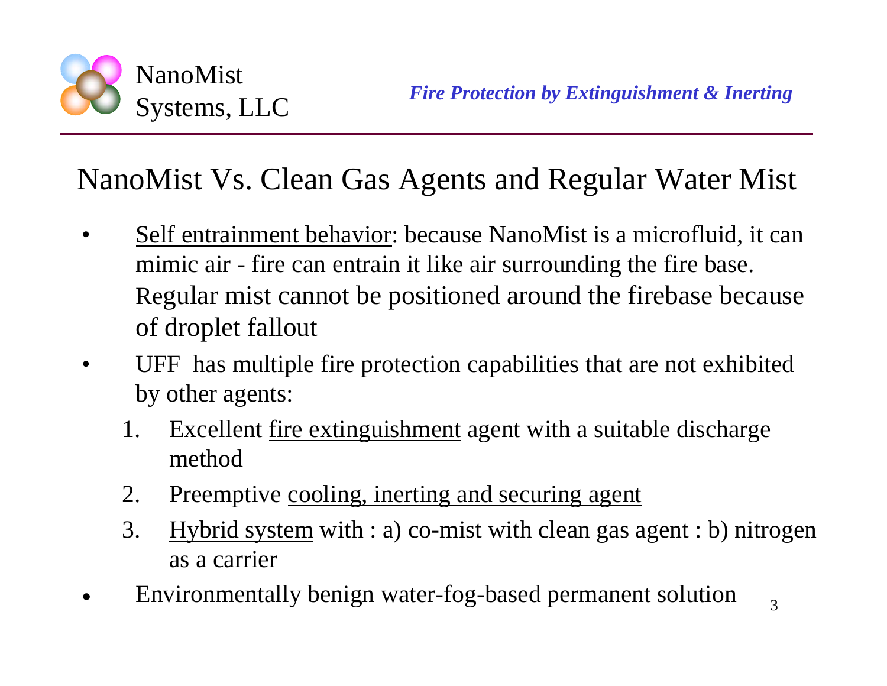NanoMist Systems, LLC

*Fire Protection by Extinguishment & Inerting*

# NanoMist Vs. Clean Gas Agents and Regular Water Mist

- Self entrainment behavior: because NanoMist is a microfluid, it can mimic air - fire can entrain it like air surrounding the fire base. Regular mist cannot be positioned around the firebase because of droplet fallout
- UFF has multiple fire protection capabilities that are not exhibited by other agents:
  1. Excellent fire extinguishment agent with a suitable discharge method
  2. Preemptive cooling, inerting and securing agent
  3. Hybrid system with : a) co-mist with clean gas agent : b) nitrogen as a carrier
- Environmentally benign water-fog-based permanent solution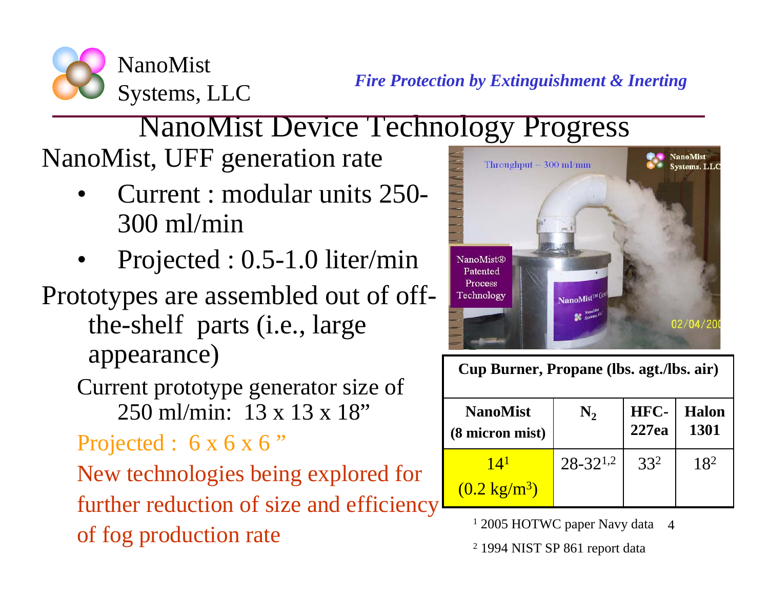# NanoMist Device Technology Progress

NanoMist, UFF generation rate

- Current : modular units 250-300 ml/min
- Projected : 0.5-1.0 liter/min

Prototypes are assembled out of off-the-shelf parts (i.e., large appearance)

Current prototype generator size of 250 ml/min: 13 x 13 x 18”

Projected : 6 x 6 x 6 ”

New technologies being explored for further reduction of size and efficiency of fog production rate

| Cup Burner, Propane (lbs. agt./lbs. air) | | | |
|---|---|---|---|
| **NanoMist (8 micron mist)** | $N_2$ | **HFC-227ea** | **Halon 1301** |
| 14[1] (0.2 kg/m$^3$) | 28-32[1,2] | 33[2] | 18[2] |

[1] 2005 HOTWC paper Navy data

[2] 1994 NIST SP 861 report data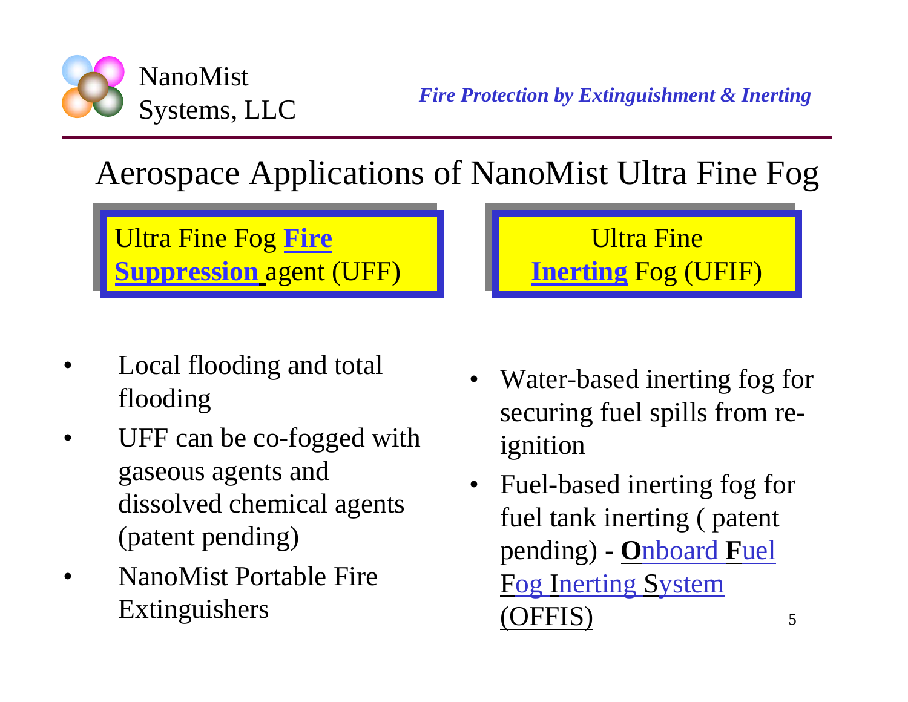## Aerospace Applications of NanoMist Ultra Fine Fog

**Ultra Fine Fog Fire Suppression agent (UFF)**

- Local flooding and total flooding
- UFF can be co-fogged with gaseous agents and dissolved chemical agents (patent pending)
- NanoMist Portable Fire Extinguishers

**Ultra Fine Inerting Fog (UFIF)**

- Water-based inerting fog for securing fuel spills from re-ignition
- Fuel-based inerting fog for fuel tank inerting ( patent pending) - **O**nboard **F**uel **F**og **I**nerting **S**ystem (OFFIS)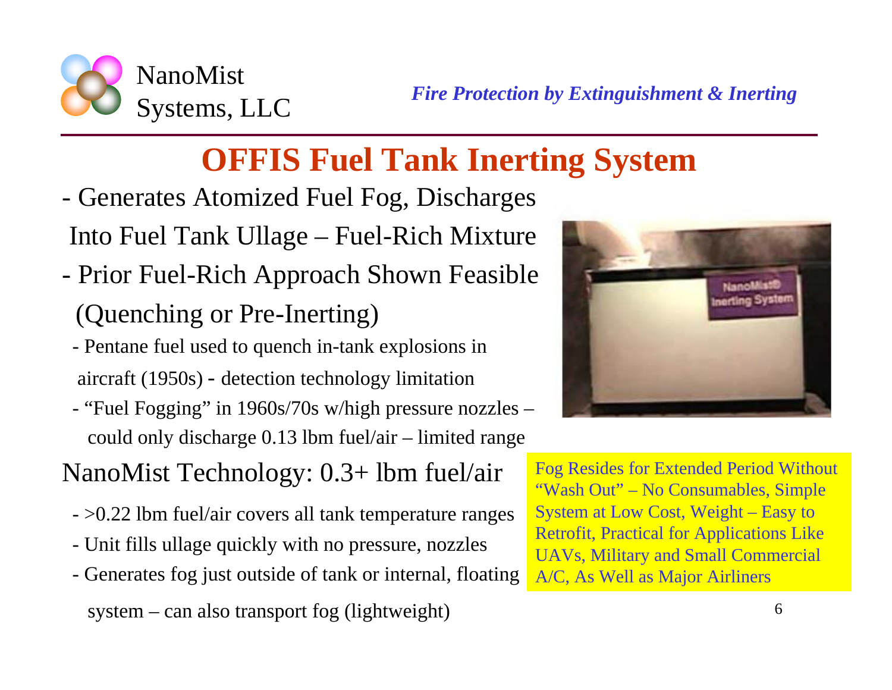# OFFIS Fuel Tank Inerting System

- Generates Atomized Fuel Fog, Discharges Into Fuel Tank Ullage – Fuel-Rich Mixture
- Prior Fuel-Rich Approach Shown Feasible (Quenching or Pre-Inerting)
  - Pentane fuel used to quench in-tank explosions in aircraft (1950s) - detection technology limitation
  - "Fuel Fogging" in 1960s/70s w/high pressure nozzles – could only discharge 0.13 lbm fuel/air – limited range

NanoMist Technology: 0.3+ lbm fuel/air

- >0.22 lbm fuel/air covers all tank temperature ranges
- Unit fills ullage quickly with no pressure, nozzles
- Generates fog just outside of tank or internal, floating system – can also transport fog (lightweight)

Fog Resides for Extended Period Without "Wash Out" – No Consumables, Simple System at Low Cost, Weight – Easy to Retrofit, Practical for Applications Like UAVs, Military and Small Commercial A/C, As Well as Major Airliners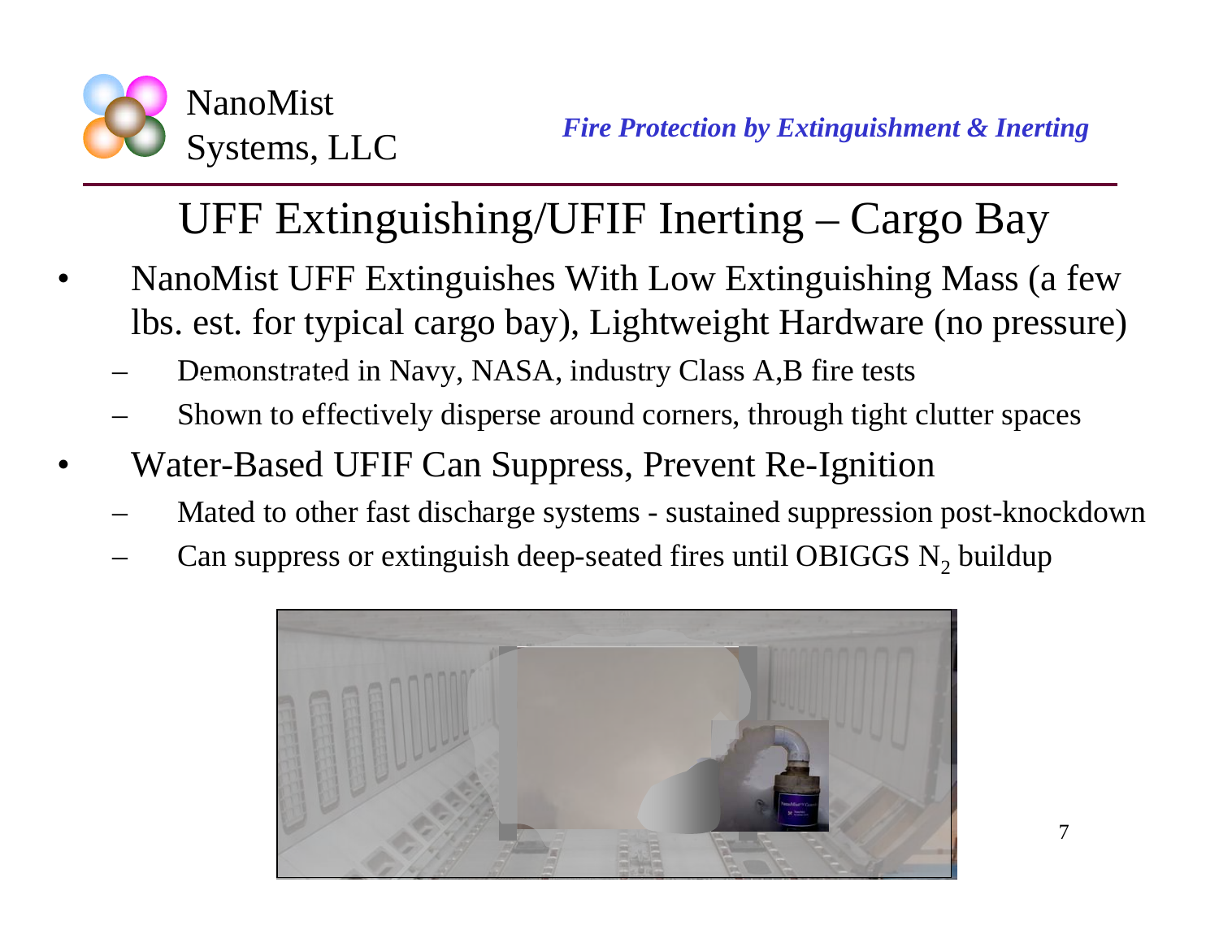# UFF Extinguishing/UFIF Inerting – Cargo Bay

- NanoMist UFF Extinguishes With Low Extinguishing Mass (a few lbs. est. for typical cargo bay), Lightweight Hardware (no pressure)
  - Demonstrated in Navy, NASA, industry Class A,B fire tests
  - Shown to effectively disperse around corners, through tight clutter spaces
- Water-Based UFIF Can Suppress, Prevent Re-Ignition
  - Mated to other fast discharge systems - sustained suppression post-knockdown
  - Can suppress or extinguish deep-seated fires until OBIGGS $N_2$ buildup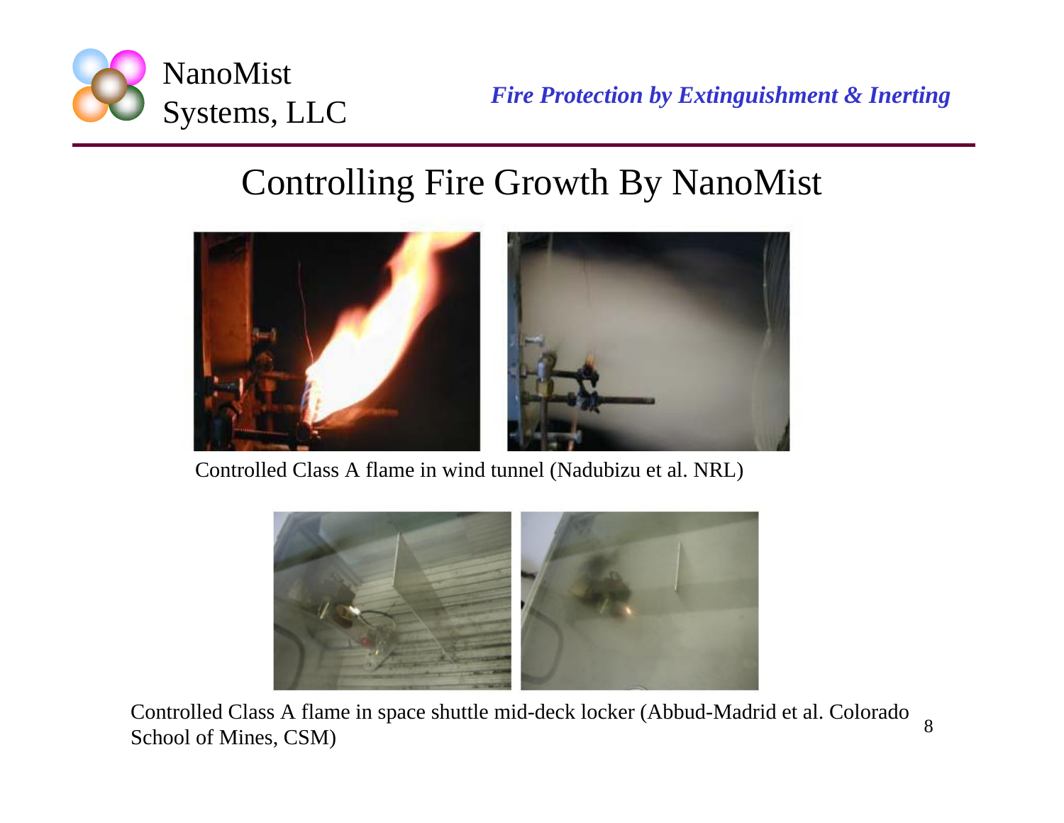# Controlling Fire Growth By NanoMist

Controlled Class A flame in wind tunnel (Nadubizu et al. NRL)

Controlled Class A flame in space shuttle mid-deck locker (Abbud-Madrid et al. Colorado School of Mines, CSM)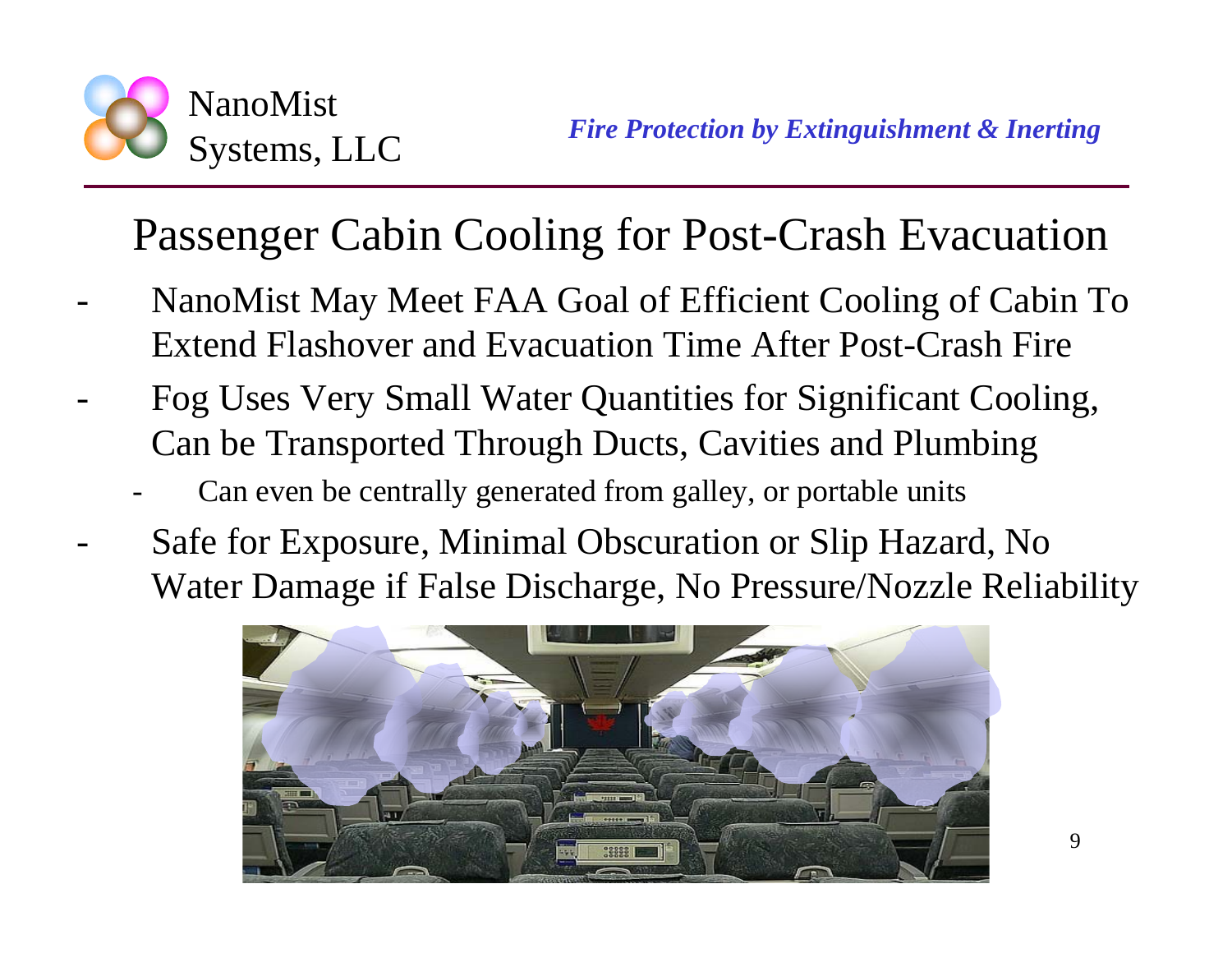NanoMist Systems, LLC

*Fire Protection by Extinguishment & Inerting*

# Passenger Cabin Cooling for Post-Crash Evacuation

- NanoMist May Meet FAA Goal of Efficient Cooling of Cabin To Extend Flashover and Evacuation Time After Post-Crash Fire
- Fog Uses Very Small Water Quantities for Significant Cooling, Can be Transported Through Ducts, Cavities and Plumbing
  - Can even be centrally generated from galley, or portable units
- Safe for Exposure, Minimal Obscuration or Slip Hazard, No Water Damage if False Discharge, No Pressure/Nozzle Reliability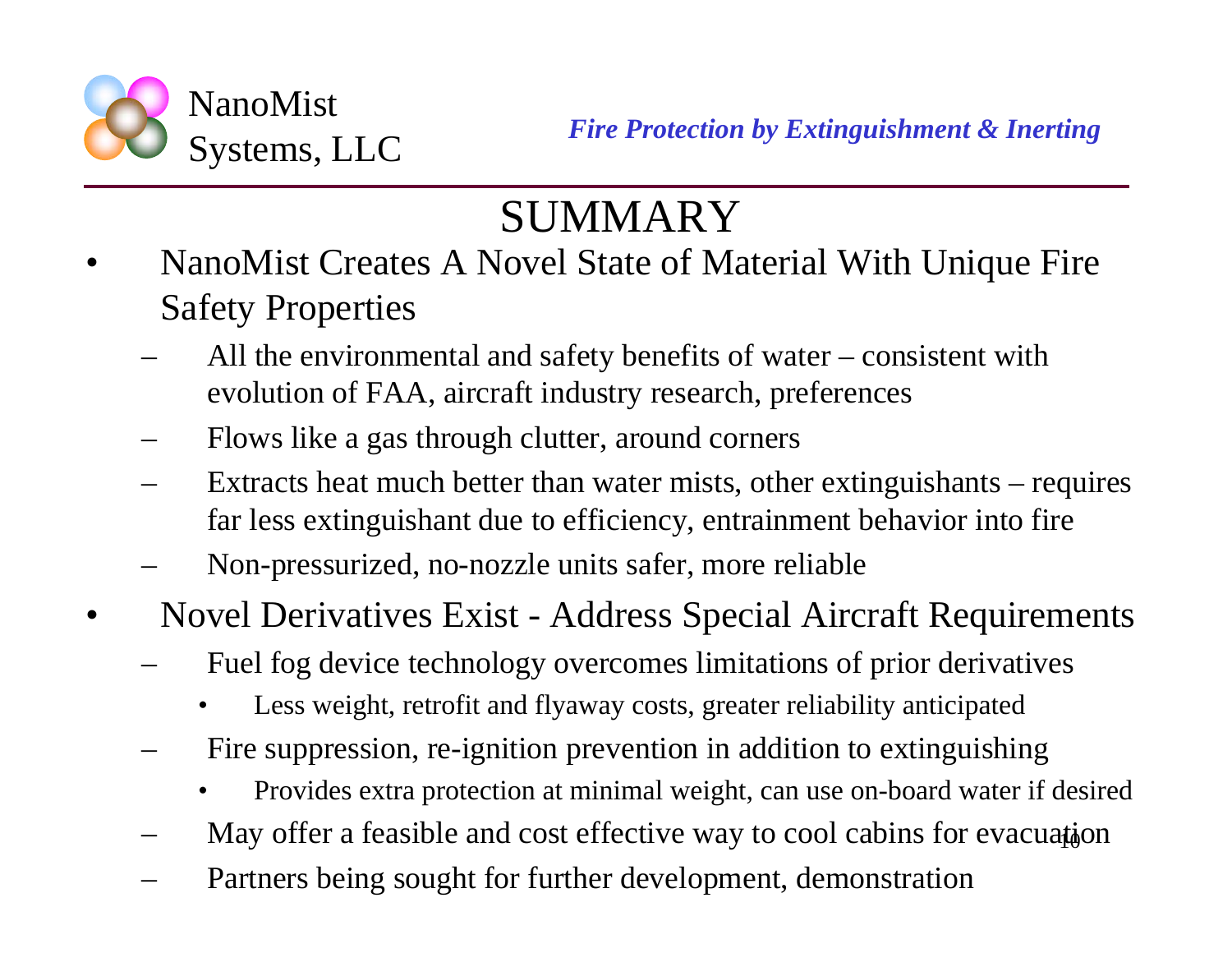NanoMist Systems, LLC

*Fire Protection by Extinguishment & Inerting*

# SUMMARY

- NanoMist Creates A Novel State of Material With Unique Fire Safety Properties
  - All the environmental and safety benefits of water – consistent with evolution of FAA, aircraft industry research, preferences
  - Flows like a gas through clutter, around corners
  - Extracts heat much better than water mists, other extinguishants – requires far less extinguishant due to efficiency, entrainment behavior into fire
  - Non-pressurized, no-nozzle units safer, more reliable
- Novel Derivatives Exist - Address Special Aircraft Requirements
  - Fuel fog device technology overcomes limitations of prior derivatives
    - Less weight, retrofit and flyaway costs, greater reliability anticipated
  - Fire suppression, re-ignition prevention in addition to extinguishing
    - Provides extra protection at minimal weight, can use on-board water if desired
  - May offer a feasible and cost effective way to cool cabins for evacuation
  - Partners being sought for further development, demonstration